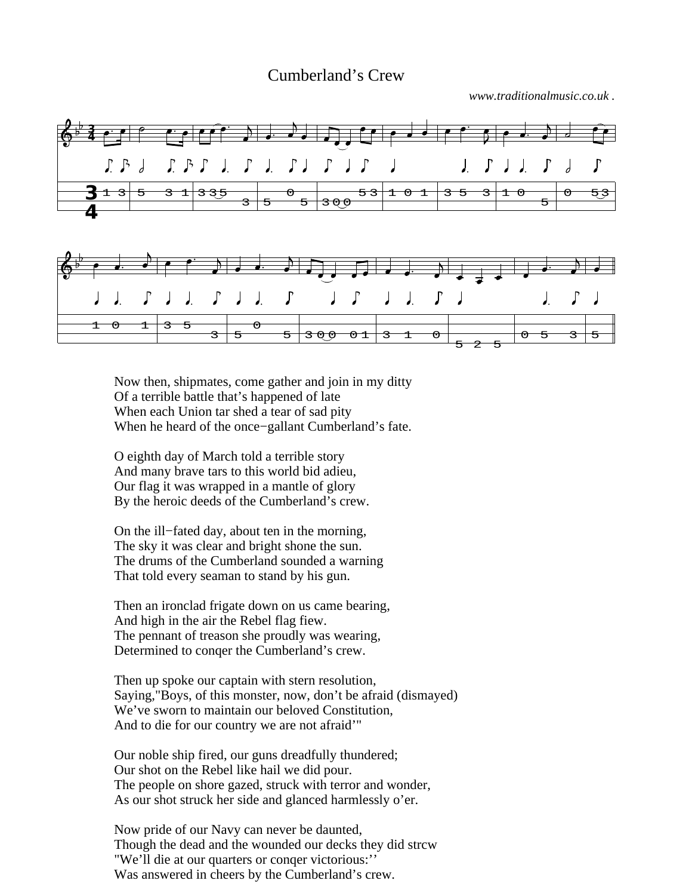# Cumberland's Crew

*www.traditionalmusic.co.uk .*

Now then, shipmates, come gather and join in my ditty
Of a terrible battle that's happened of late
When each Union tar shed a tear of sad pity
When he heard of the once−gallant Cumberland's fate.

O eighth day of March told a terrible story
And many brave tars to this world bid adieu,
Our flag it was wrapped in a mantle of glory
By the heroic deeds of the Cumberland's crew.

On the ill−fated day, about ten in the morning,
The sky it was clear and bright shone the sun.
The drums of the Cumberland sounded a warning
That told every seaman to stand by his gun.

Then an ironclad frigate down on us came bearing,
And high in the air the Rebel flag fiew.
The pennant of treason she proudly was wearing,
Determined to conqer the Cumberland's crew.

Then up spoke our captain with stern resolution,
Saying,"Boys, of this monster, now, don't be afraid (dismayed)
We've sworn to maintain our beloved Constitution,
And to die for our country we are not afraid'"

Our noble ship fired, our guns dreadfully thundered;
Our shot on the Rebel like hail we did pour.
The people on shore gazed, struck with terror and wonder,
As our shot struck her side and glanced harmlessly o'er.

Now pride of our Navy can never be daunted,
Though the dead and the wounded our decks they did strcw
"We'll die at our quarters or conqer victorious:''
Was answered in cheers by the Cumberland's crew.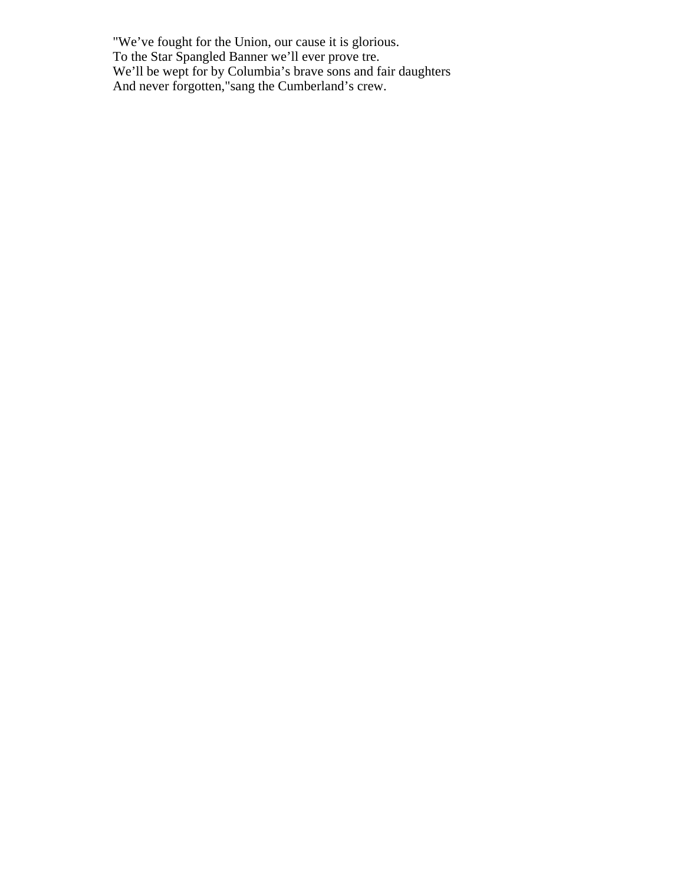"We've fought for the Union, our cause it is glorious.
To the Star Spangled Banner we'll ever prove tre.
We'll be wept for by Columbia's brave sons and fair daughters
And never forgotten,"sang the Cumberland's crew.